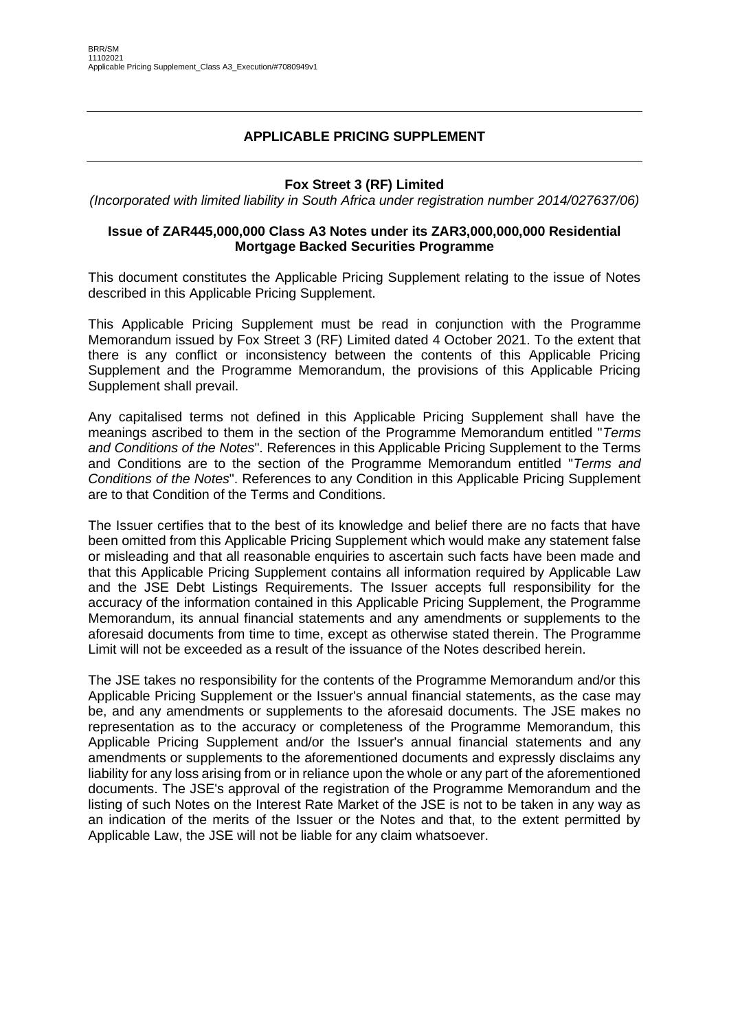BRR/SM
11102021
Applicable Pricing Supplement_Class A3_Execution/#7080949v1

---

## APPLICABLE PRICING SUPPLEMENT

---

**Fox Street 3 (RF) Limited**

*(Incorporated with limited liability in South Africa under registration number 2014/027637/06)*

**Issue of ZAR445,000,000 Class A3 Notes under its ZAR3,000,000,000 Residential Mortgage Backed Securities Programme**

This document constitutes the Applicable Pricing Supplement relating to the issue of Notes described in this Applicable Pricing Supplement.

This Applicable Pricing Supplement must be read in conjunction with the Programme Memorandum issued by Fox Street 3 (RF) Limited dated 4 October 2021. To the extent that there is any conflict or inconsistency between the contents of this Applicable Pricing Supplement and the Programme Memorandum, the provisions of this Applicable Pricing Supplement shall prevail.

Any capitalised terms not defined in this Applicable Pricing Supplement shall have the meanings ascribed to them in the section of the Programme Memorandum entitled "*Terms and Conditions of the Notes*". References in this Applicable Pricing Supplement to the Terms and Conditions are to the section of the Programme Memorandum entitled "*Terms and Conditions of the Notes*". References to any Condition in this Applicable Pricing Supplement are to that Condition of the Terms and Conditions.

The Issuer certifies that to the best of its knowledge and belief there are no facts that have been omitted from this Applicable Pricing Supplement which would make any statement false or misleading and that all reasonable enquiries to ascertain such facts have been made and that this Applicable Pricing Supplement contains all information required by Applicable Law and the JSE Debt Listings Requirements. The Issuer accepts full responsibility for the accuracy of the information contained in this Applicable Pricing Supplement, the Programme Memorandum, its annual financial statements and any amendments or supplements to the aforesaid documents from time to time, except as otherwise stated therein. The Programme Limit will not be exceeded as a result of the issuance of the Notes described herein.

The JSE takes no responsibility for the contents of the Programme Memorandum and/or this Applicable Pricing Supplement or the Issuer's annual financial statements, as the case may be, and any amendments or supplements to the aforesaid documents. The JSE makes no representation as to the accuracy or completeness of the Programme Memorandum, this Applicable Pricing Supplement and/or the Issuer's annual financial statements and any amendments or supplements to the aforementioned documents and expressly disclaims any liability for any loss arising from or in reliance upon the whole or any part of the aforementioned documents. The JSE's approval of the registration of the Programme Memorandum and the listing of such Notes on the Interest Rate Market of the JSE is not to be taken in any way as an indication of the merits of the Issuer or the Notes and that, to the extent permitted by Applicable Law, the JSE will not be liable for any claim whatsoever.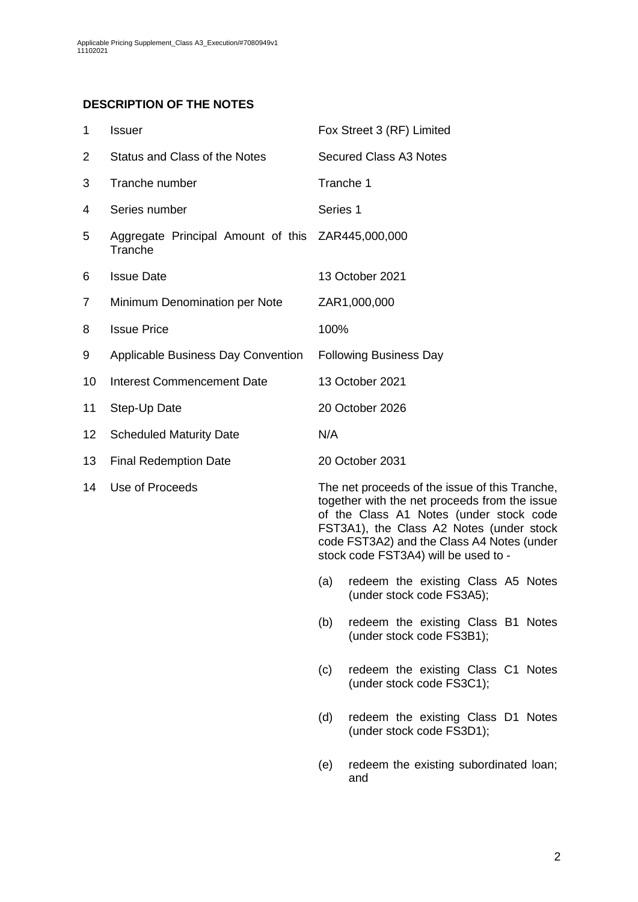## DESCRIPTION OF THE NOTES

| | | |
|---|---|---|
| 1 | Issuer | Fox Street 3 (RF) Limited |
| 2 | Status and Class of the Notes | Secured Class A3 Notes |
| 3 | Tranche number | Tranche 1 |
| 4 | Series number | Series 1 |
| 5 | Aggregate Principal Amount of this Tranche | ZAR445,000,000 |
| 6 | Issue Date | 13 October 2021 |
| 7 | Minimum Denomination per Note | ZAR1,000,000 |
| 8 | Issue Price | 100% |
| 9 | Applicable Business Day Convention | Following Business Day |
| 10 | Interest Commencement Date | 13 October 2021 |
| 11 | Step-Up Date | 20 October 2026 |
| 12 | Scheduled Maturity Date | N/A |
| 13 | Final Redemption Date | 20 October 2031 |
| 14 | Use of Proceeds | The net proceeds of the issue of this Tranche, together with the net proceeds from the issue of the Class A1 Notes (under stock code FST3A1), the Class A2 Notes (under stock code FST3A2) and the Class A4 Notes (under stock code FST3A4) will be used to - |

(a) redeem the existing Class A5 Notes (under stock code FS3A5);

(b) redeem the existing Class B1 Notes (under stock code FS3B1);

(c) redeem the existing Class C1 Notes (under stock code FS3C1);

(d) redeem the existing Class D1 Notes (under stock code FS3D1);

(e) redeem the existing subordinated loan; and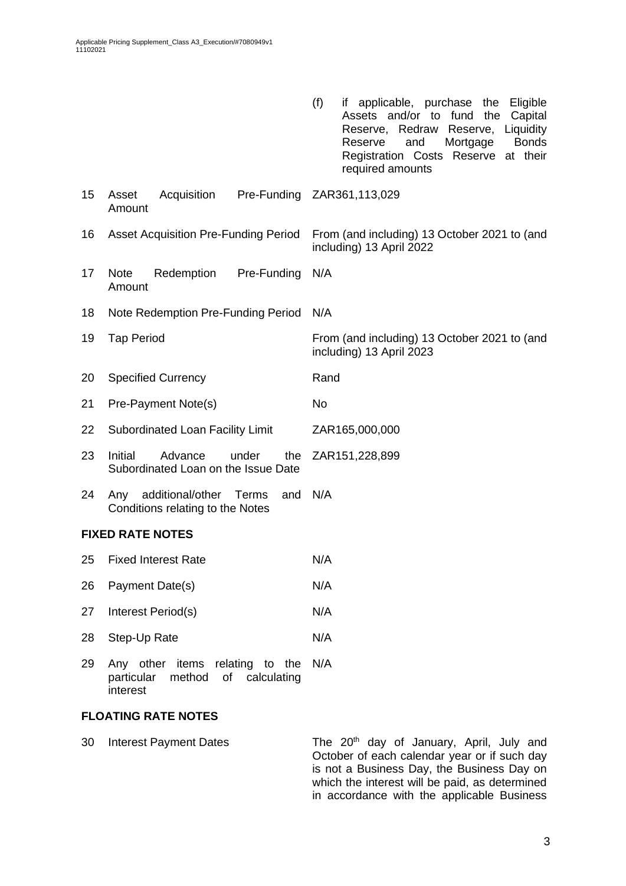| | | |
|---|---|---|
| | | (f) if applicable, purchase the Eligible Assets and/or to fund the Capital Reserve, Redraw Reserve, Liquidity Reserve and Mortgage Bonds Registration Costs Reserve at their required amounts |
| 15 | Asset Acquisition Pre-Funding Amount | ZAR361,113,029 |
| 16 | Asset Acquisition Pre-Funding Period | From (and including) 13 October 2021 to (and including) 13 April 2022 |
| 17 | Note Redemption Pre-Funding Amount | N/A |
| 18 | Note Redemption Pre-Funding Period | N/A |
| 19 | Tap Period | From (and including) 13 October 2021 to (and including) 13 April 2023 |
| 20 | Specified Currency | Rand |
| 21 | Pre-Payment Note(s) | No |
| 22 | Subordinated Loan Facility Limit | ZAR165,000,000 |
| 23 | Initial Advance under the Subordinated Loan on the Issue Date | ZAR151,228,899 |
| 24 | Any additional/other Terms and Conditions relating to the Notes | N/A |

**FIXED RATE NOTES**

| | | |
|---|---|---|
| 25 | Fixed Interest Rate | N/A |
| 26 | Payment Date(s) | N/A |
| 27 | Interest Period(s) | N/A |
| 28 | Step-Up Rate | N/A |
| 29 | Any other items relating to the particular method of calculating interest | N/A |

**FLOATING RATE NOTES**

| | | |
|---|---|---|
| 30 | Interest Payment Dates | The 20th day of January, April, July and October of each calendar year or if such day is not a Business Day, the Business Day on which the interest will be paid, as determined in accordance with the applicable Business |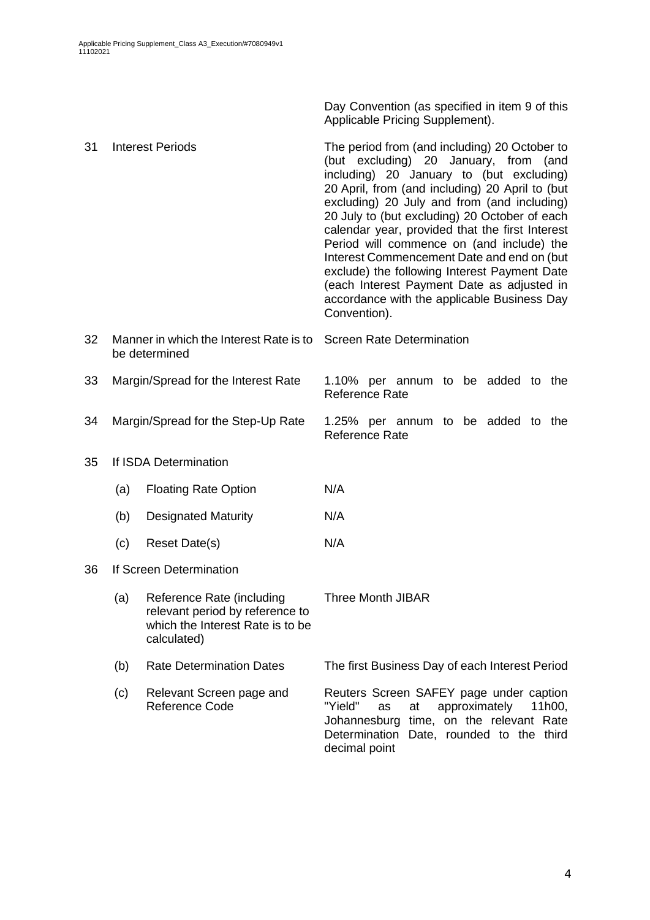| | | | |
|---|---|---|---|
| | | | Day Convention (as specified in item 9 of this Applicable Pricing Supplement). |
| 31 | Interest Periods | | The period from (and including) 20 October to (but excluding) 20 January, from (and including) 20 January to (but excluding) 20 April, from (and including) 20 April to (but excluding) 20 July and from (and including) 20 July to (but excluding) 20 October of each calendar year, provided that the first Interest Period will commence on (and include) the Interest Commencement Date and end on (but exclude) the following Interest Payment Date (each Interest Payment Date as adjusted in accordance with the applicable Business Day Convention). |
| 32 | Manner in which the Interest Rate is to be determined | | Screen Rate Determination |
| 33 | Margin/Spread for the Interest Rate | | 1.10% per annum to be added to the Reference Rate |
| 34 | Margin/Spread for the Step-Up Rate | | 1.25% per annum to be added to the Reference Rate |
| 35 | If ISDA Determination | | |
| | (a) | Floating Rate Option | N/A |
| | (b) | Designated Maturity | N/A |
| | (c) | Reset Date(s) | N/A |
| 36 | If Screen Determination | | |
| | (a) | Reference Rate (including relevant period by reference to which the Interest Rate is to be calculated) | Three Month JIBAR |
| | (b) | Rate Determination Dates | The first Business Day of each Interest Period |
| | (c) | Relevant Screen page and Reference Code | Reuters Screen SAFEY page under caption "Yield" as at approximately 11h00, Johannesburg time, on the relevant Rate Determination Date, rounded to the third decimal point |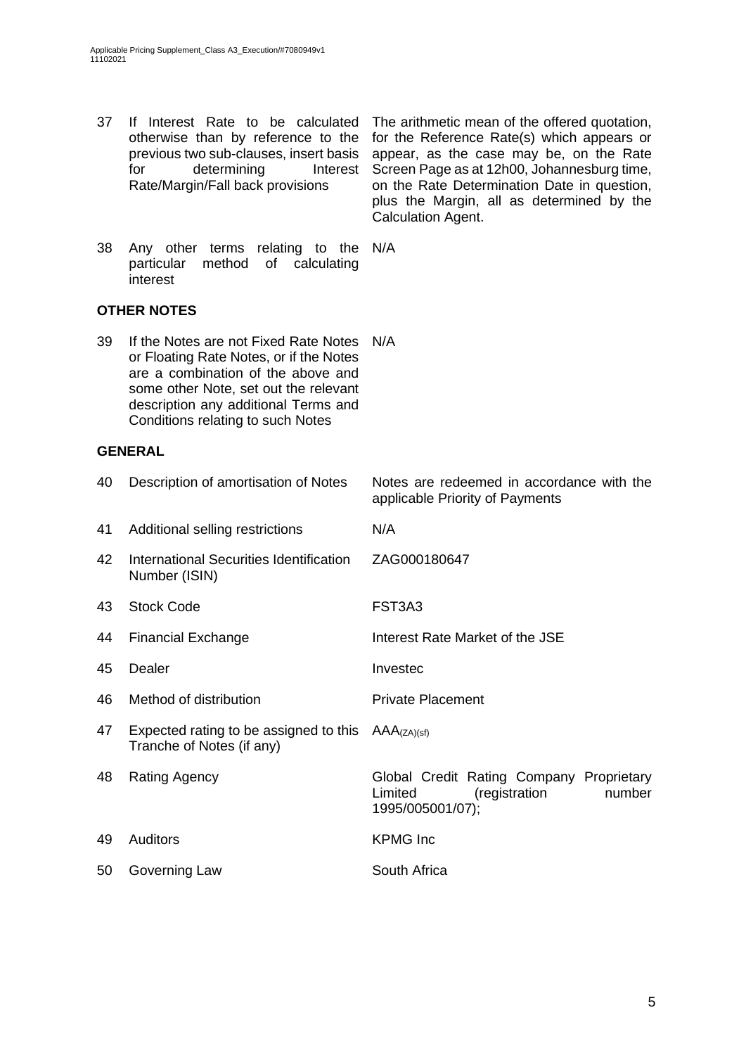| | | |
|---|---|---|
| 37 | If Interest Rate to be calculated otherwise than by reference to the previous two sub-clauses, insert basis for determining Interest Rate/Margin/Fall back provisions | The arithmetic mean of the offered quotation, for the Reference Rate(s) which appears or appear, as the case may be, on the Rate Screen Page as at 12h00, Johannesburg time, on the Rate Determination Date in question, plus the Margin, all as determined by the Calculation Agent. |
| 38 | Any other terms relating to the particular method of calculating interest | N/A |

**OTHER NOTES**

| | | |
|---|---|---|
| 39 | If the Notes are not Fixed Rate Notes or Floating Rate Notes, or if the Notes are a combination of the above and some other Note, set out the relevant description any additional Terms and Conditions relating to such Notes | N/A |

**GENERAL**

| | | |
|---|---|---|
| 40 | Description of amortisation of Notes | Notes are redeemed in accordance with the applicable Priority of Payments |
| 41 | Additional selling restrictions | N/A |
| 42 | International Securities Identification Number (ISIN) | ZAG000180647 |
| 43 | Stock Code | FST3A3 |
| 44 | Financial Exchange | Interest Rate Market of the JSE |
| 45 | Dealer | Investec |
| 46 | Method of distribution | Private Placement |
| 47 | Expected rating to be assigned to this Tranche of Notes (if any) | $AAA_{(ZA)(sf)}$ |
| 48 | Rating Agency | Global Credit Rating Company Proprietary Limited (registration number 1995/005001/07); |
| 49 | Auditors | KPMG Inc |
| 50 | Governing Law | South Africa |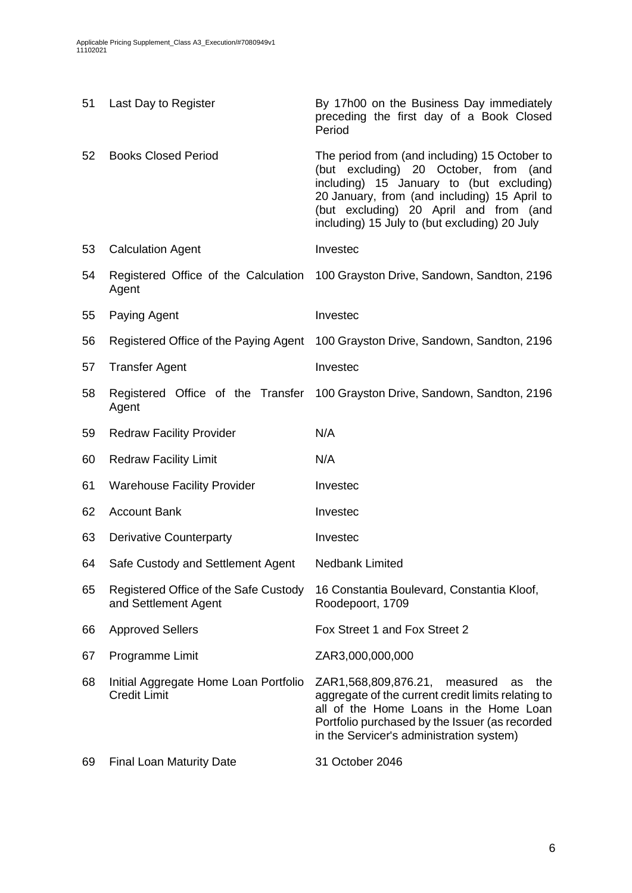| | | |
|---|---|---|
| 51 | Last Day to Register | By 17h00 on the Business Day immediately preceding the first day of a Book Closed Period |
| 52 | Books Closed Period | The period from (and including) 15 October to (but excluding) 20 October, from (and including) 15 January to (but excluding) 20 January, from (and including) 15 April to (but excluding) 20 April and from (and including) 15 July to (but excluding) 20 July |
| 53 | Calculation Agent | Investec |
| 54 | Registered Office of the Calculation Agent | 100 Grayston Drive, Sandown, Sandton, 2196 |
| 55 | Paying Agent | Investec |
| 56 | Registered Office of the Paying Agent | 100 Grayston Drive, Sandown, Sandton, 2196 |
| 57 | Transfer Agent | Investec |
| 58 | Registered Office of the Transfer Agent | 100 Grayston Drive, Sandown, Sandton, 2196 |
| 59 | Redraw Facility Provider | N/A |
| 60 | Redraw Facility Limit | N/A |
| 61 | Warehouse Facility Provider | Investec |
| 62 | Account Bank | Investec |
| 63 | Derivative Counterparty | Investec |
| 64 | Safe Custody and Settlement Agent | Nedbank Limited |
| 65 | Registered Office of the Safe Custody and Settlement Agent | 16 Constantia Boulevard, Constantia Kloof, Roodepoort, 1709 |
| 66 | Approved Sellers | Fox Street 1 and Fox Street 2 |
| 67 | Programme Limit | ZAR3,000,000,000 |
| 68 | Initial Aggregate Home Loan Portfolio Credit Limit | ZAR1,568,809,876.21, measured as the aggregate of the current credit limits relating to all of the Home Loans in the Home Loan Portfolio purchased by the Issuer (as recorded in the Servicer's administration system) |
| 69 | Final Loan Maturity Date | 31 October 2046 |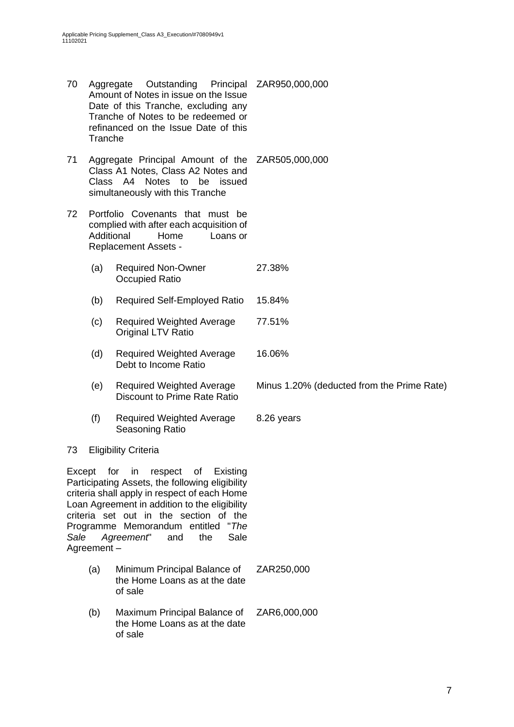| | | |
|---|---|---|
| 70 | Aggregate Outstanding Principal Amount of Notes in issue on the Issue Date of this Tranche, excluding any Tranche of Notes to be redeemed or refinanced on the Issue Date of this Tranche | ZAR950,000,000 |
| 71 | Aggregate Principal Amount of the Class A1 Notes, Class A2 Notes and Class A4 Notes to be issued simultaneously with this Tranche | ZAR505,000,000 |
| 72 | Portfolio Covenants that must be complied with after each acquisition of Additional Home Loans or Replacement Assets - | |
| | (a) Required Non-Owner Occupied Ratio | 27.38% |
| | (b) Required Self-Employed Ratio | 15.84% |
| | (c) Required Weighted Average Original LTV Ratio | 77.51% |
| | (d) Required Weighted Average Debt to Income Ratio | 16.06% |
| | (e) Required Weighted Average Discount to Prime Rate Ratio | Minus 1.20% (deducted from the Prime Rate) |
| | (f) Required Weighted Average Seasoning Ratio | 8.26 years |
| 73 | Eligibility Criteria | |

Except for in respect of Existing Participating Assets, the following eligibility criteria shall apply in respect of each Home Loan Agreement in addition to the eligibility criteria set out in the section of the Programme Memorandum entitled "*The Sale Agreement*" and the Sale Agreement –

| | |
|---|---|
| (a) Minimum Principal Balance of the Home Loans as at the date of sale | ZAR250,000 |
| (b) Maximum Principal Balance of the Home Loans as at the date of sale | ZAR6,000,000 |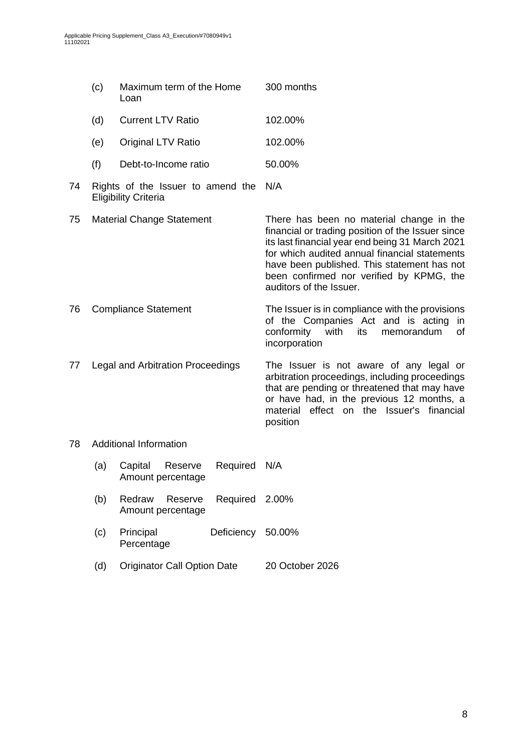| | | | |
|---|---|---|---|
| | (c) | Maximum term of the Home Loan | 300 months |
| | (d) | Current LTV Ratio | 102.00% |
| | (e) | Original LTV Ratio | 102.00% |
| | (f) | Debt-to-Income ratio | 50.00% |
| 74 | Rights of the Issuer to amend the Eligibility Criteria | | N/A |
| 75 | Material Change Statement | | There has been no material change in the financial or trading position of the Issuer since its last financial year end being 31 March 2021 for which audited annual financial statements have been published. This statement has not been confirmed nor verified by KPMG, the auditors of the Issuer. |
| 76 | Compliance Statement | | The Issuer is in compliance with the provisions of the Companies Act and is acting in conformity with its memorandum of incorporation |
| 77 | Legal and Arbitration Proceedings | | The Issuer is not aware of any legal or arbitration proceedings, including proceedings that are pending or threatened that may have or have had, in the previous 12 months, a material effect on the Issuer's financial position |
| 78 | Additional Information | | |
| | (a) | Capital Reserve Required Amount percentage | N/A |
| | (b) | Redraw Reserve Required Amount percentage | 2.00% |
| | (c) | Principal Deficiency Percentage | 50.00% |
| | (d) | Originator Call Option Date | 20 October 2026 |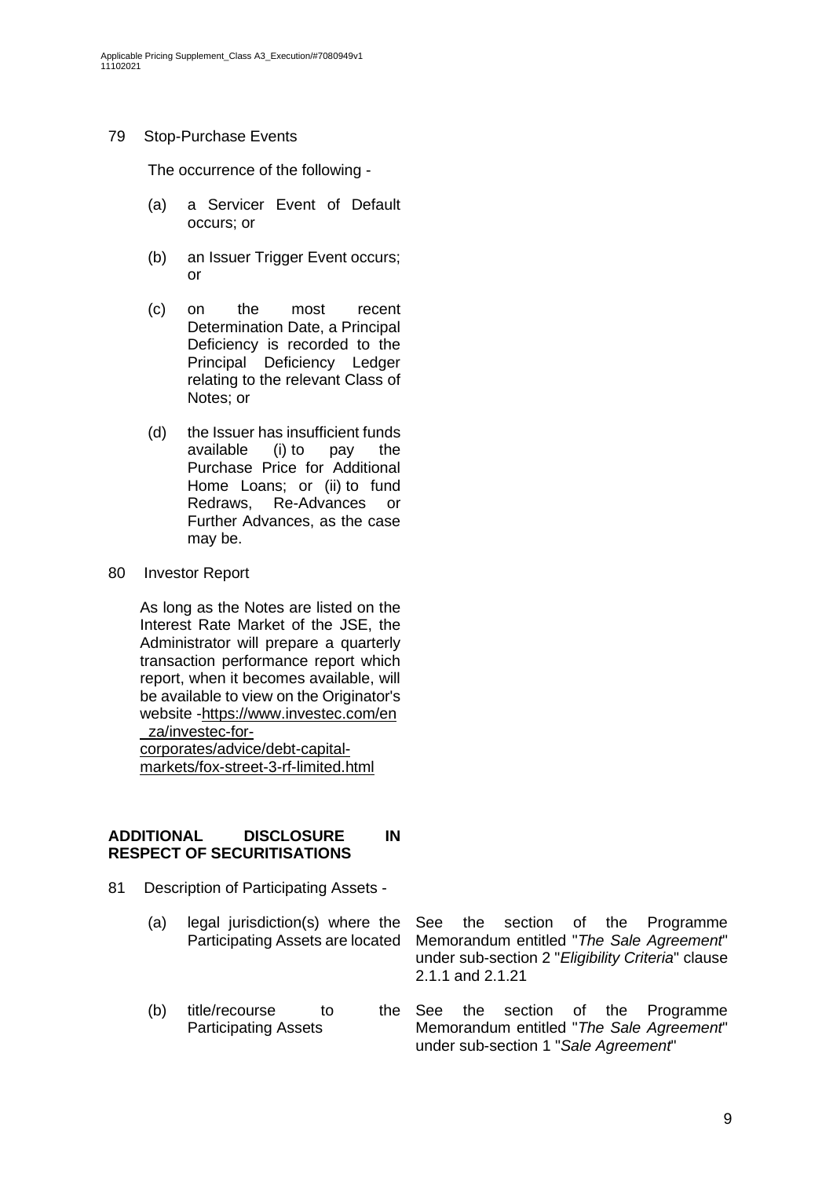79 Stop-Purchase Events

The occurrence of the following -

(a) a Servicer Event of Default occurs; or

(b) an Issuer Trigger Event occurs; or

(c) on the most recent Determination Date, a Principal Deficiency is recorded to the Principal Deficiency Ledger relating to the relevant Class of Notes; or

(d) the Issuer has insufficient funds available (i) to pay the Purchase Price for Additional Home Loans; or (ii) to fund Redraws, Re-Advances or Further Advances, as the case may be.

80 Investor Report

As long as the Notes are listed on the Interest Rate Market of the JSE, the Administrator will prepare a quarterly transaction performance report which report, when it becomes available, will be available to view on the Originator's website -https://www.investec.com/en_za/investec-for-corporates/advice/debt-capital-markets/fox-street-3-rf-limited.html

**ADDITIONAL DISCLOSURE IN RESPECT OF SECURITISATIONS**

81 Description of Participating Assets -

| | |
|---|---|
| (a) legal jurisdiction(s) where the Participating Assets are located | See the section of the Programme Memorandum entitled "*The Sale Agreement*" under sub-section 2 "*Eligibility Criteria*" clause 2.1.1 and 2.1.21 |
| (b) title/recourse to the Participating Assets | See the section of the Programme Memorandum entitled "*The Sale Agreement*" under sub-section 1 "*Sale Agreement*" |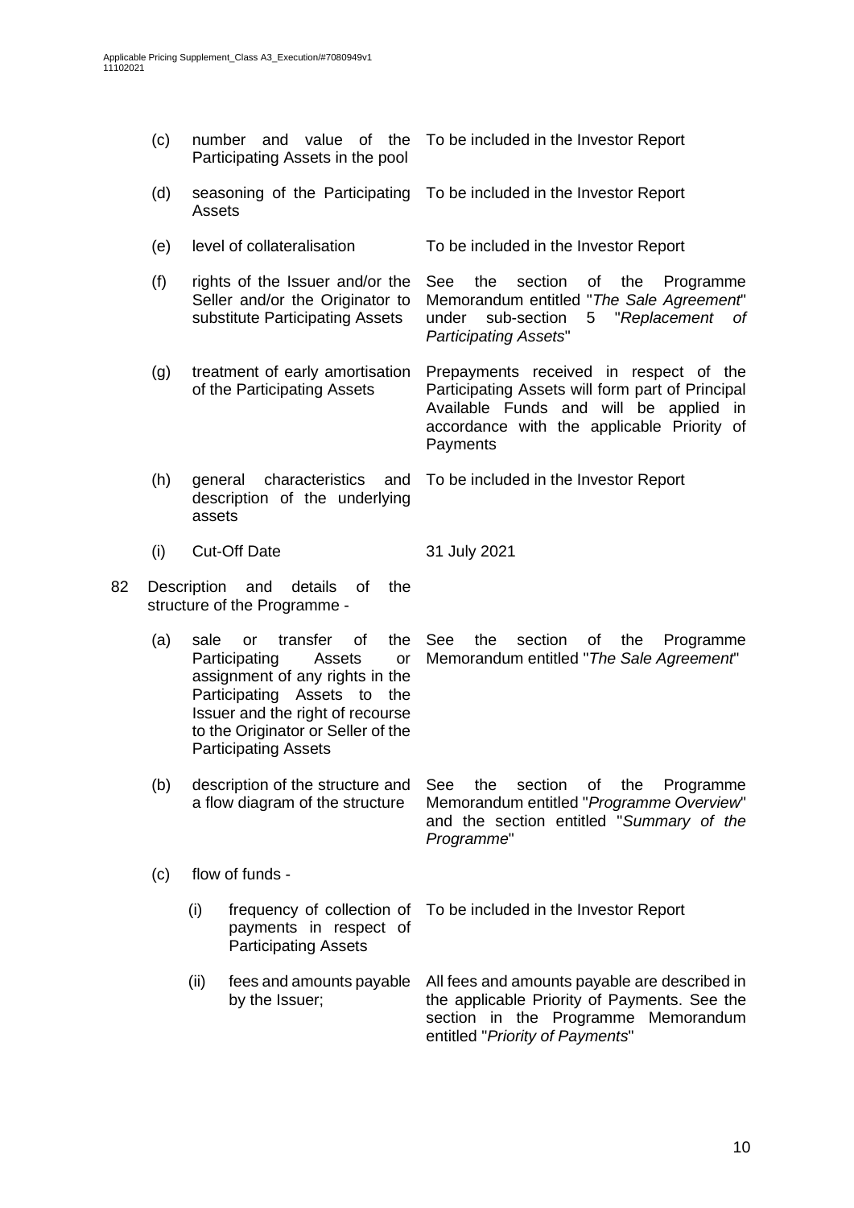| | | |
|---|---|---|
| (c) | number and value of the Participating Assets in the pool | To be included in the Investor Report |
| (d) | seasoning of the Participating Assets | To be included in the Investor Report |
| (e) | level of collateralisation | To be included in the Investor Report |
| (f) | rights of the Issuer and/or the Seller and/or the Originator to substitute Participating Assets | See the section of the Programme Memorandum entitled "*The Sale Agreement*" under sub-section 5 "*Replacement of Participating Assets*" |
| (g) | treatment of early amortisation of the Participating Assets | Prepayments received in respect of the Participating Assets will form part of Principal Available Funds and will be applied in accordance with the applicable Priority of Payments |
| (h) | general characteristics and description of the underlying assets | To be included in the Investor Report |
| (i) | Cut-Off Date | 31 July 2021 |

82 Description and details of the structure of the Programme -

| | | |
|---|---|---|
| (a) | sale or transfer of the Participating Assets or assignment of any rights in the Participating Assets to the Issuer and the right of recourse to the Originator or Seller of the Participating Assets | See the section of the Programme Memorandum entitled "*The Sale Agreement*" |
| (b) | description of the structure and a flow diagram of the structure | See the section of the Programme Memorandum entitled "*Programme Overview*" and the section entitled "*Summary of the Programme*" |

(c) flow of funds -

| | | |
|---|---|---|
| (i) | frequency of collection of payments in respect of Participating Assets | To be included in the Investor Report |
| (ii) | fees and amounts payable by the Issuer; | All fees and amounts payable are described in the applicable Priority of Payments. See the section in the Programme Memorandum entitled "*Priority of Payments*" |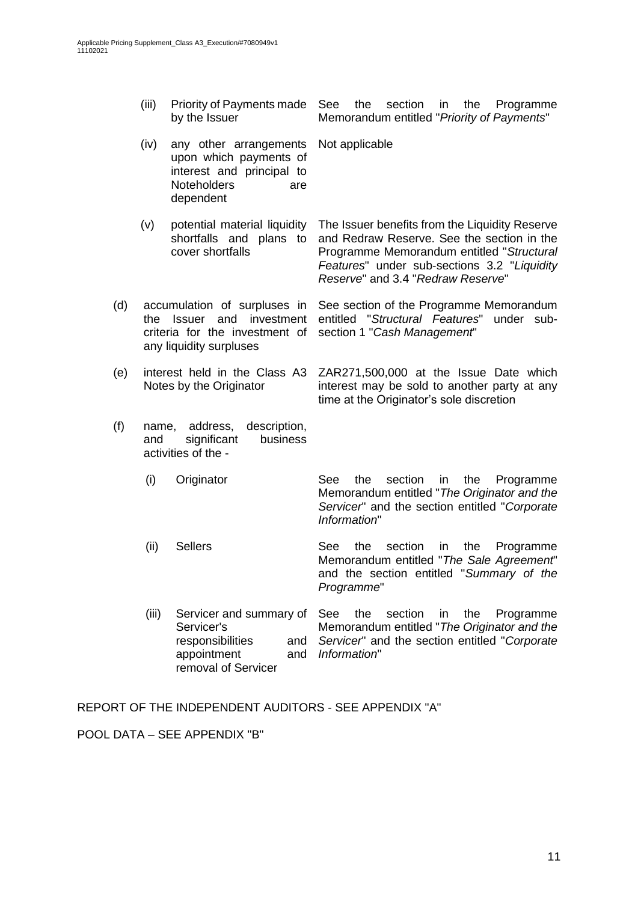| | | |
|---|---|---|
| (iii) | Priority of Payments made by the Issuer | See the section in the Programme Memorandum entitled "*Priority of Payments*" |
| (iv) | any other arrangements upon which payments of interest and principal to Noteholders are dependent | Not applicable |
| (v) | potential material liquidity shortfalls and plans to cover shortfalls | The Issuer benefits from the Liquidity Reserve and Redraw Reserve. See the section in the Programme Memorandum entitled "*Structural Features*" under sub-sections 3.2 "*Liquidity Reserve*" and 3.4 "*Redraw Reserve*" |

| | | |
|---|---|---|
| (d) | accumulation of surpluses in the Issuer and investment criteria for the investment of any liquidity surpluses | See section of the Programme Memorandum entitled "*Structural Features*" under sub-section 1 "*Cash Management*" |
| (e) | interest held in the Class A3 Notes by the Originator | ZAR271,500,000 at the Issue Date which interest may be sold to another party at any time at the Originator's sole discretion |
| (f) | name, address, description, and significant business activities of the - | |

| | | |
|---|---|---|
| (i) | Originator | See the section in the Programme Memorandum entitled "*The Originator and the Servicer*" and the section entitled "*Corporate Information*" |
| (ii) | Sellers | See the section in the Programme Memorandum entitled "*The Sale Agreement*" and the section entitled "*Summary of the Programme*" |
| (iii) | Servicer and summary of Servicer's responsibilities and appointment and removal of Servicer | See the section in the Programme Memorandum entitled "*The Originator and the Servicer*" and the section entitled "*Corporate Information*" |

REPORT OF THE INDEPENDENT AUDITORS - SEE APPENDIX "A"

POOL DATA – SEE APPENDIX "B"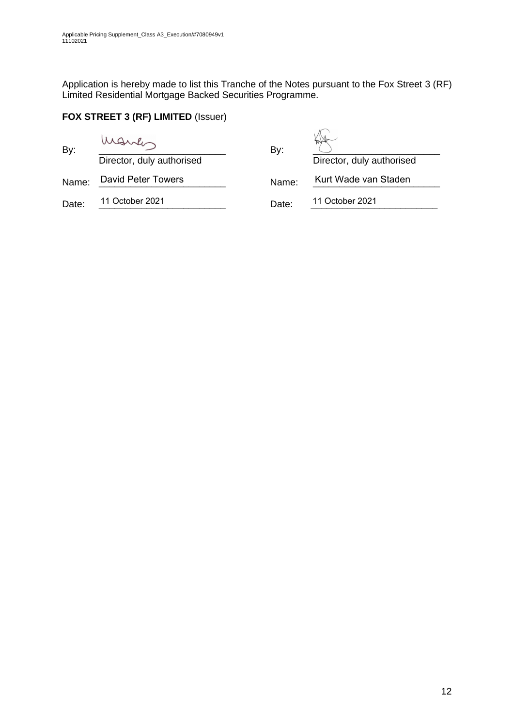Application is hereby made to list this Tranche of the Notes pursuant to the Fox Street 3 (RF) Limited Residential Mortgage Backed Securities Programme.

**FOX STREET 3 (RF) LIMITED** (Issuer)

| | | | |
|---|---|---|---|
| By: | ______________________<br>Director, duly authorised | By: | ______________________<br>Director, duly authorised |
| Name: | David Peter Towers | Name: | Kurt Wade van Staden |
| Date: | 11 October 2021 | Date: | 11 October 2021 |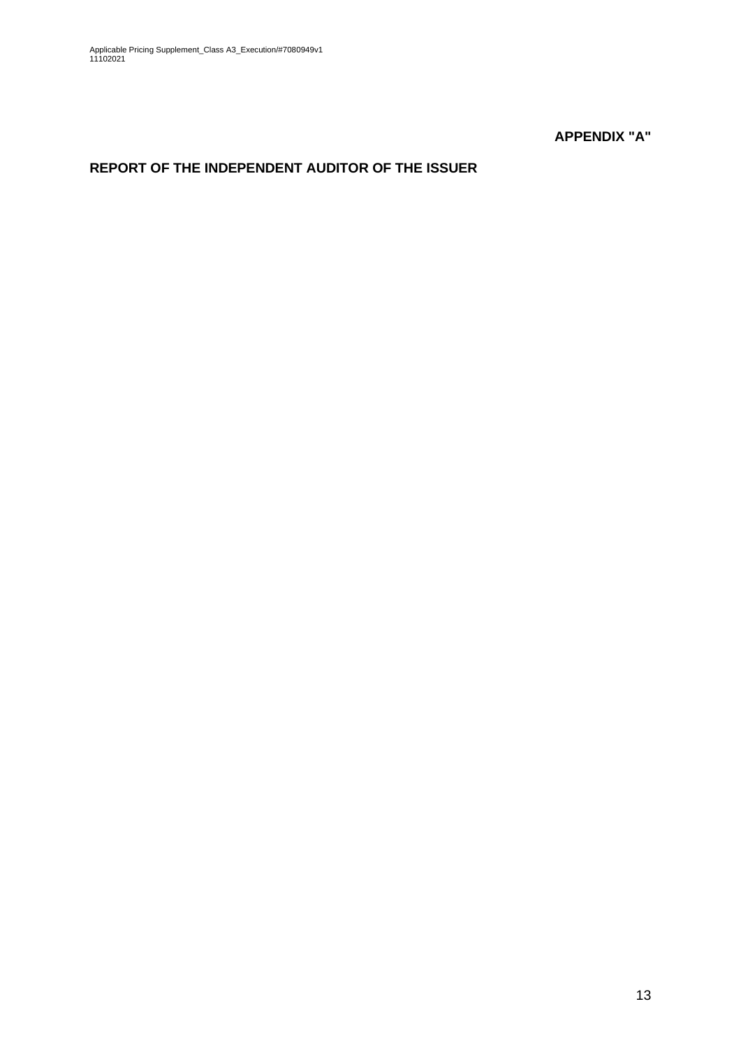**APPENDIX "A"**

## REPORT OF THE INDEPENDENT AUDITOR OF THE ISSUER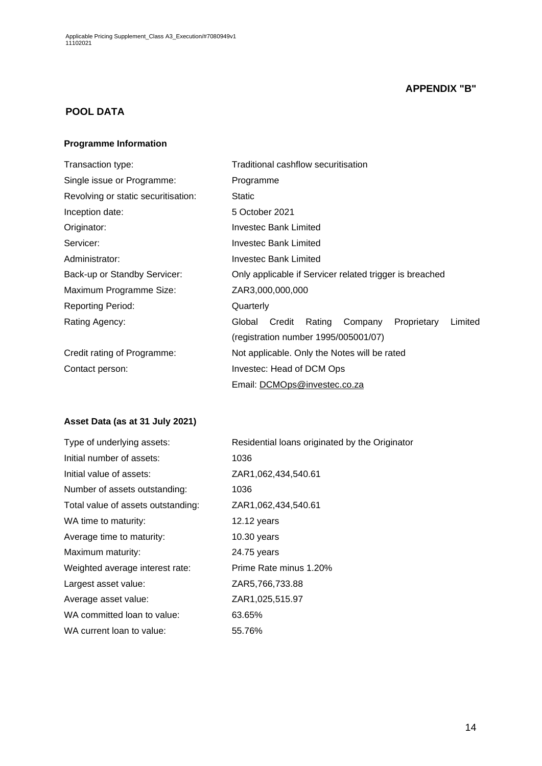**APPENDIX "B"**

## POOL DATA

### Programme Information

| | |
|---|---|
| Transaction type: | Traditional cashflow securitisation |
| Single issue or Programme: | Programme |
| Revolving or static securitisation: | Static |
| Inception date: | 5 October 2021 |
| Originator: | Investec Bank Limited |
| Servicer: | Investec Bank Limited |
| Administrator: | Investec Bank Limited |
| Back-up or Standby Servicer: | Only applicable if Servicer related trigger is breached |
| Maximum Programme Size: | ZAR3,000,000,000 |
| Reporting Period: | Quarterly |
| Rating Agency: | Global Credit Rating Company Proprietary Limited (registration number 1995/005001/07) |
| Credit rating of Programme: | Not applicable. Only the Notes will be rated |
| Contact person: | Investec: Head of DCM Ops<br>Email: DCMOps@investec.co.za |

### Asset Data (as at 31 July 2021)

| | |
|---|---|
| Type of underlying assets: | Residential loans originated by the Originator |
| Initial number of assets: | 1036 |
| Initial value of assets: | ZAR1,062,434,540.61 |
| Number of assets outstanding: | 1036 |
| Total value of assets outstanding: | ZAR1,062,434,540.61 |
| WA time to maturity: | 12.12 years |
| Average time to maturity: | 10.30 years |
| Maximum maturity: | 24.75 years |
| Weighted average interest rate: | Prime Rate minus 1.20% |
| Largest asset value: | ZAR5,766,733.88 |
| Average asset value: | ZAR1,025,515.97 |
| WA committed loan to value: | 63.65% |
| WA current loan to value: | 55.76% |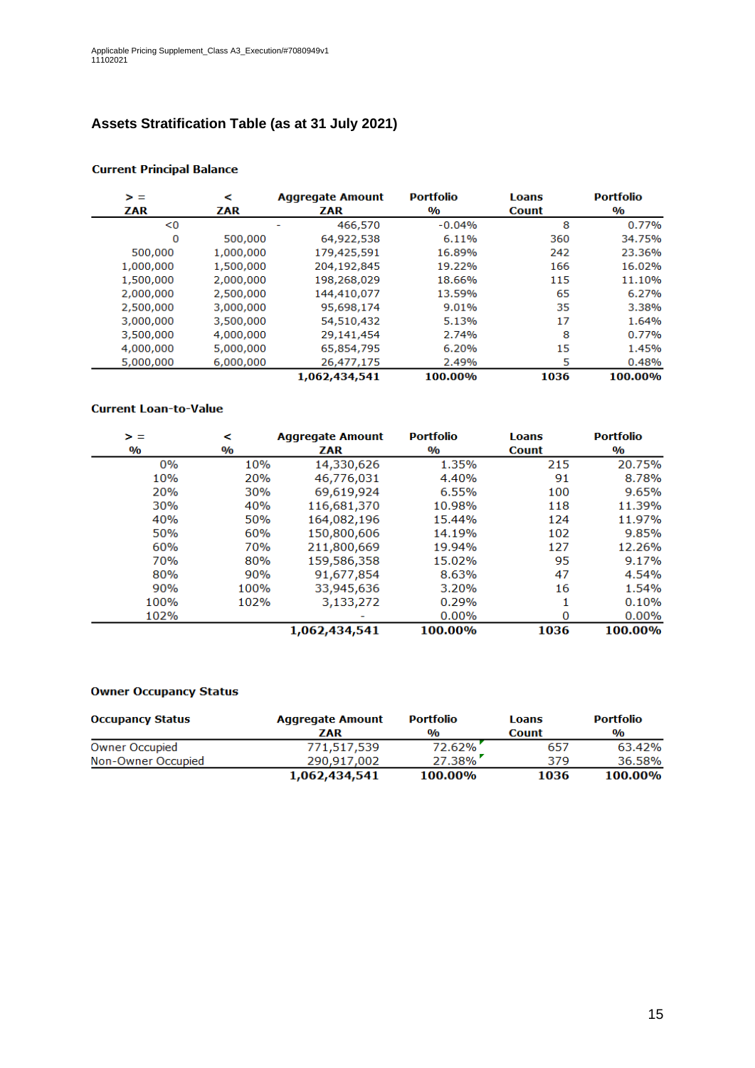## Assets Stratification Table (as at 31 July 2021)

### Current Principal Balance

| > = ZAR | < ZAR | Aggregate Amount ZAR | Portfolio % | Loans Count | Portfolio % |
|---|---|---|---|---|---|
| <0 | - | 466,570 | -0.04% | 8 | 0.77% |
| 0 | 500,000 | 64,922,538 | 6.11% | 360 | 34.75% |
| 500,000 | 1,000,000 | 179,425,591 | 16.89% | 242 | 23.36% |
| 1,000,000 | 1,500,000 | 204,192,845 | 19.22% | 166 | 16.02% |
| 1,500,000 | 2,000,000 | 198,268,029 | 18.66% | 115 | 11.10% |
| 2,000,000 | 2,500,000 | 144,410,077 | 13.59% | 65 | 6.27% |
| 2,500,000 | 3,000,000 | 95,698,174 | 9.01% | 35 | 3.38% |
| 3,000,000 | 3,500,000 | 54,510,432 | 5.13% | 17 | 1.64% |
| 3,500,000 | 4,000,000 | 29,141,454 | 2.74% | 8 | 0.77% |
| 4,000,000 | 5,000,000 | 65,854,795 | 6.20% | 15 | 1.45% |
| 5,000,000 | 6,000,000 | 26,477,175 | 2.49% | 5 | 0.48% |
| | | **1,062,434,541** | **100.00%** | **1036** | **100.00%** |

### Current Loan-to-Value

| > = % | < % | Aggregate Amount ZAR | Portfolio % | Loans Count | Portfolio % |
|---|---|---|---|---|---|
| 0% | 10% | 14,330,626 | 1.35% | 215 | 20.75% |
| 10% | 20% | 46,776,031 | 4.40% | 91 | 8.78% |
| 20% | 30% | 69,619,924 | 6.55% | 100 | 9.65% |
| 30% | 40% | 116,681,370 | 10.98% | 118 | 11.39% |
| 40% | 50% | 164,082,196 | 15.44% | 124 | 11.97% |
| 50% | 60% | 150,800,606 | 14.19% | 102 | 9.85% |
| 60% | 70% | 211,800,669 | 19.94% | 127 | 12.26% |
| 70% | 80% | 159,586,358 | 15.02% | 95 | 9.17% |
| 80% | 90% | 91,677,854 | 8.63% | 47 | 4.54% |
| 90% | 100% | 33,945,636 | 3.20% | 16 | 1.54% |
| 100% | 102% | 3,133,272 | 0.29% | 1 | 0.10% |
| 102% | | - | 0.00% | 0 | 0.00% |
| | | **1,062,434,541** | **100.00%** | **1036** | **100.00%** |

### Owner Occupancy Status

| Occupancy Status | Aggregate Amount ZAR | Portfolio % | Loans Count | Portfolio % |
|---|---|---|---|---|
| Owner Occupied | 771,517,539 | 72.62% | 657 | 63.42% |
| Non-Owner Occupied | 290,917,002 | 27.38% | 379 | 36.58% |
| | **1,062,434,541** | **100.00%** | **1036** | **100.00%** |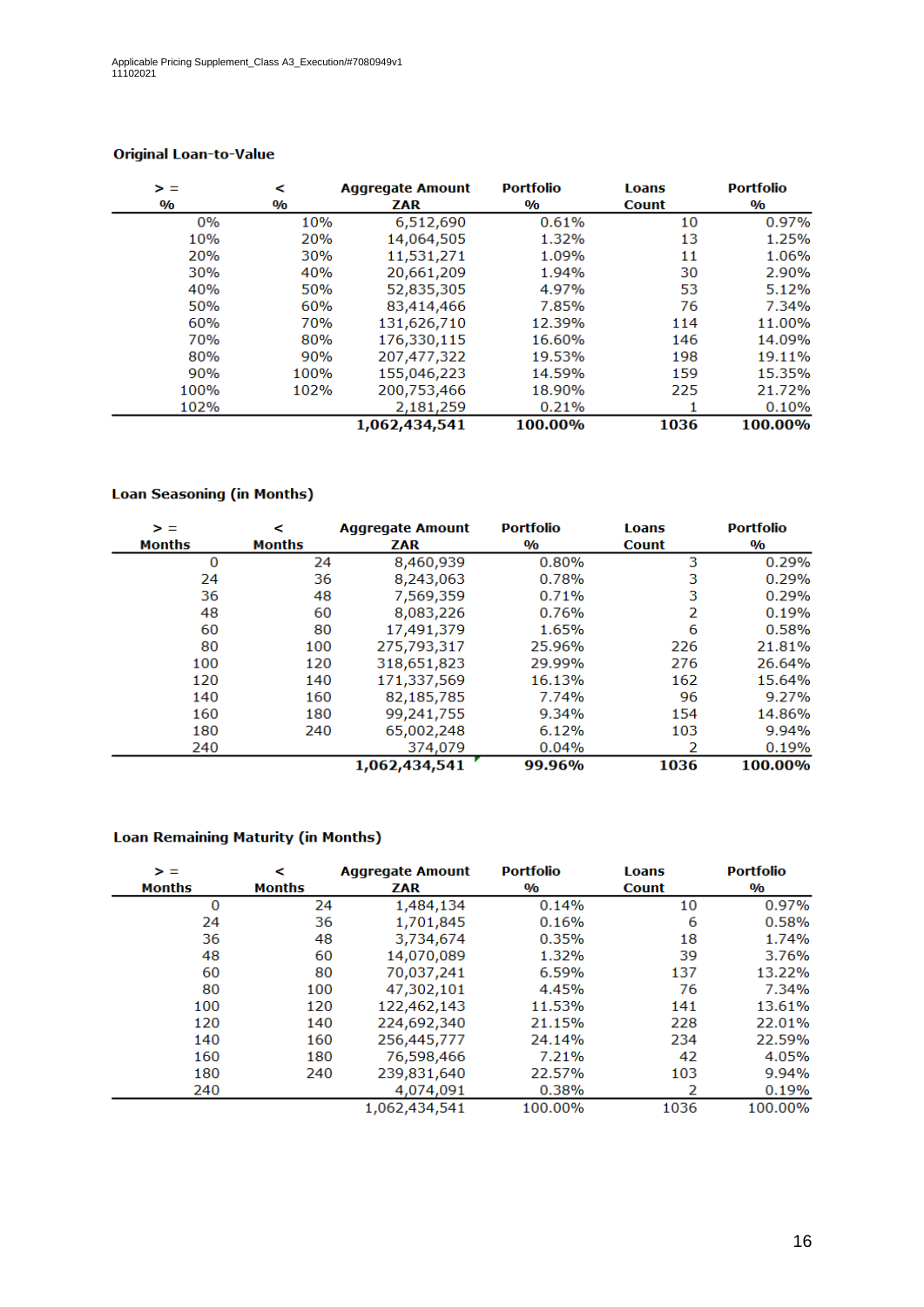### Original Loan-to-Value

| > = % | < % | Aggregate Amount ZAR | Portfolio % | Loans Count | Portfolio % |
|---|---|---|---|---|---|
| 0% | 10% | 6,512,690 | 0.61% | 10 | 0.97% |
| 10% | 20% | 14,064,505 | 1.32% | 13 | 1.25% |
| 20% | 30% | 11,531,271 | 1.09% | 11 | 1.06% |
| 30% | 40% | 20,661,209 | 1.94% | 30 | 2.90% |
| 40% | 50% | 52,835,305 | 4.97% | 53 | 5.12% |
| 50% | 60% | 83,414,466 | 7.85% | 76 | 7.34% |
| 60% | 70% | 131,626,710 | 12.39% | 114 | 11.00% |
| 70% | 80% | 176,330,115 | 16.60% | 146 | 14.09% |
| 80% | 90% | 207,477,322 | 19.53% | 198 | 19.11% |
| 90% | 100% | 155,046,223 | 14.59% | 159 | 15.35% |
| 100% | 102% | 200,753,466 | 18.90% | 225 | 21.72% |
| 102% | | 2,181,259 | 0.21% | 1 | 0.10% |
| | | **1,062,434,541** | **100.00%** | **1036** | **100.00%** |

### Loan Seasoning (in Months)

| > = Months | < Months | Aggregate Amount ZAR | Portfolio % | Loans Count | Portfolio % |
|---|---|---|---|---|---|
| 0 | 24 | 8,460,939 | 0.80% | 3 | 0.29% |
| 24 | 36 | 8,243,063 | 0.78% | 3 | 0.29% |
| 36 | 48 | 7,569,359 | 0.71% | 3 | 0.29% |
| 48 | 60 | 8,083,226 | 0.76% | 2 | 0.19% |
| 60 | 80 | 17,491,379 | 1.65% | 6 | 0.58% |
| 80 | 100 | 275,793,317 | 25.96% | 226 | 21.81% |
| 100 | 120 | 318,651,823 | 29.99% | 276 | 26.64% |
| 120 | 140 | 171,337,569 | 16.13% | 162 | 15.64% |
| 140 | 160 | 82,185,785 | 7.74% | 96 | 9.27% |
| 160 | 180 | 99,241,755 | 9.34% | 154 | 14.86% |
| 180 | 240 | 65,002,248 | 6.12% | 103 | 9.94% |
| 240 | | 374,079 | 0.04% | 2 | 0.19% |
| | | **1,062,434,541** | **99.96%** | **1036** | **100.00%** |

### Loan Remaining Maturity (in Months)

| > = Months | < Months | Aggregate Amount ZAR | Portfolio % | Loans Count | Portfolio % |
|---|---|---|---|---|---|
| 0 | 24 | 1,484,134 | 0.14% | 10 | 0.97% |
| 24 | 36 | 1,701,845 | 0.16% | 6 | 0.58% |
| 36 | 48 | 3,734,674 | 0.35% | 18 | 1.74% |
| 48 | 60 | 14,070,089 | 1.32% | 39 | 3.76% |
| 60 | 80 | 70,037,241 | 6.59% | 137 | 13.22% |
| 80 | 100 | 47,302,101 | 4.45% | 76 | 7.34% |
| 100 | 120 | 122,462,143 | 11.53% | 141 | 13.61% |
| 120 | 140 | 224,692,340 | 21.15% | 228 | 22.01% |
| 140 | 160 | 256,445,777 | 24.14% | 234 | 22.59% |
| 160 | 180 | 76,598,466 | 7.21% | 42 | 4.05% |
| 180 | 240 | 239,831,640 | 22.57% | 103 | 9.94% |
| 240 | | 4,074,091 | 0.38% | 2 | 0.19% |
| | | 1,062,434,541 | 100.00% | 1036 | 100.00% |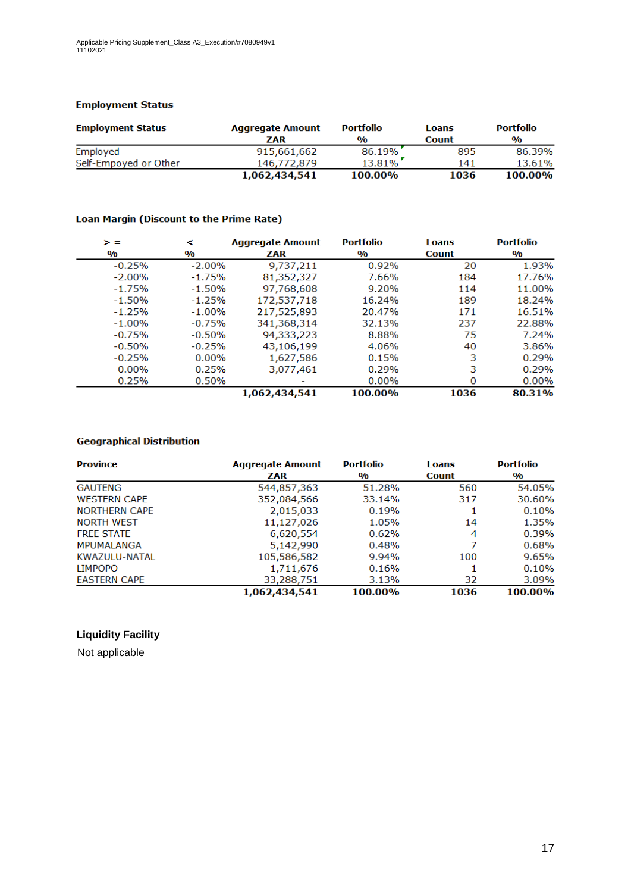### Employment Status

| Employment Status | Aggregate Amount ZAR | Portfolio % | Loans Count | Portfolio % |
|---|---|---|---|---|
| Employed | 915,661,662 | 86.19% | 895 | 86.39% |
| Self-Empoyed or Other | 146,772,879 | 13.81% | 141 | 13.61% |
| | **1,062,434,541** | **100.00%** | **1036** | **100.00%** |

### Loan Margin (Discount to the Prime Rate)

| > = % | < % | Aggregate Amount ZAR | Portfolio % | Loans Count | Portfolio % |
|---|---|---|---|---|---|
| -0.25% | -2.00% | 9,737,211 | 0.92% | 20 | 1.93% |
| -2.00% | -1.75% | 81,352,327 | 7.66% | 184 | 17.76% |
| -1.75% | -1.50% | 97,768,608 | 9.20% | 114 | 11.00% |
| -1.50% | -1.25% | 172,537,718 | 16.24% | 189 | 18.24% |
| -1.25% | -1.00% | 217,525,893 | 20.47% | 171 | 16.51% |
| -1.00% | -0.75% | 341,368,314 | 32.13% | 237 | 22.88% |
| -0.75% | -0.50% | 94,333,223 | 8.88% | 75 | 7.24% |
| -0.50% | -0.25% | 43,106,199 | 4.06% | 40 | 3.86% |
| -0.25% | 0.00% | 1,627,586 | 0.15% | 3 | 0.29% |
| 0.00% | 0.25% | 3,077,461 | 0.29% | 3 | 0.29% |
| 0.25% | 0.50% | - | 0.00% | 0 | 0.00% |
| | | **1,062,434,541** | **100.00%** | **1036** | **80.31%** |

### Geographical Distribution

| Province | Aggregate Amount ZAR | Portfolio % | Loans Count | Portfolio % |
|---|---|---|---|---|
| GAUTENG | 544,857,363 | 51.28% | 560 | 54.05% |
| WESTERN CAPE | 352,084,566 | 33.14% | 317 | 30.60% |
| NORTHERN CAPE | 2,015,033 | 0.19% | 1 | 0.10% |
| NORTH WEST | 11,127,026 | 1.05% | 14 | 1.35% |
| FREE STATE | 6,620,554 | 0.62% | 4 | 0.39% |
| MPUMALANGA | 5,142,990 | 0.48% | 7 | 0.68% |
| KWAZULU-NATAL | 105,586,582 | 9.94% | 100 | 9.65% |
| LIMPOPO | 1,711,676 | 0.16% | 1 | 0.10% |
| EASTERN CAPE | 33,288,751 | 3.13% | 32 | 3.09% |
| | **1,062,434,541** | **100.00%** | **1036** | **100.00%** |

### Liquidity Facility

Not applicable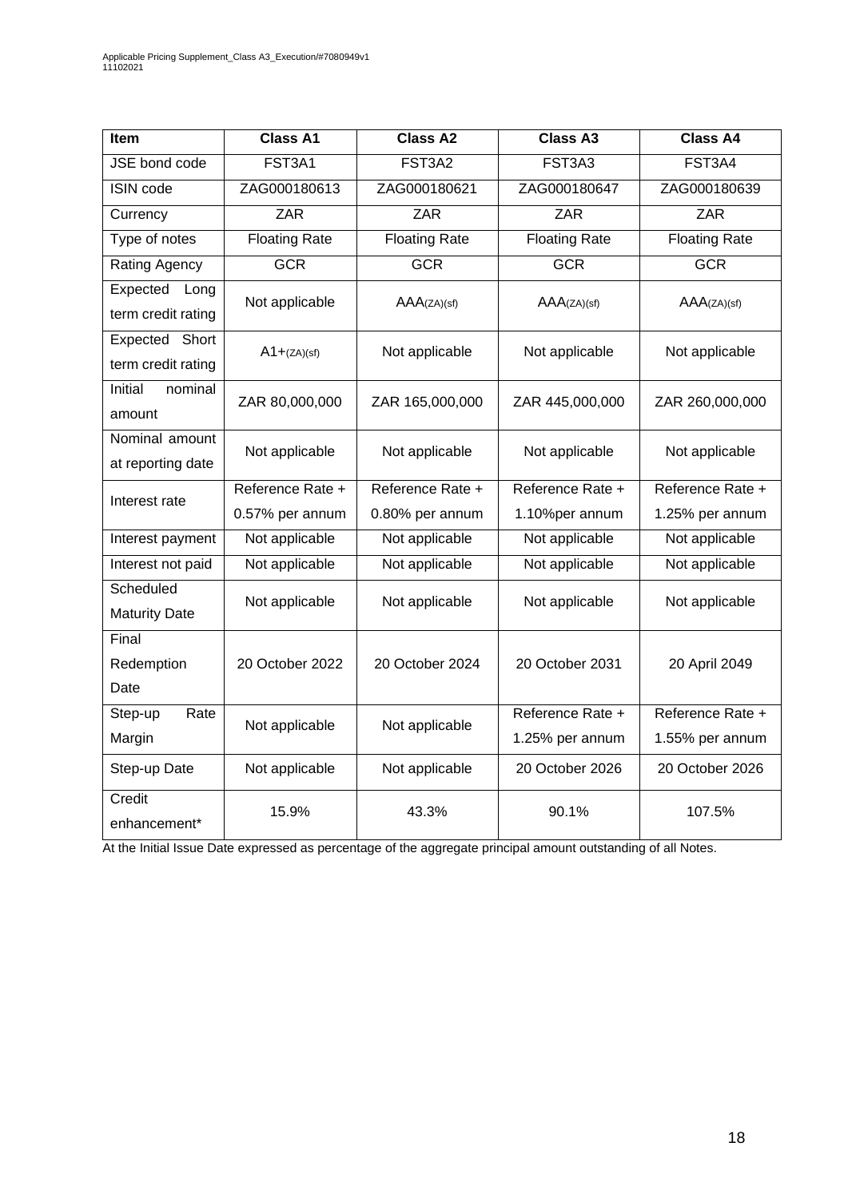| Item | Class A1 | Class A2 | Class A3 | Class A4 |
|---|---|---|---|---|
| JSE bond code | FST3A1 | FST3A2 | FST3A3 | FST3A4 |
| ISIN code | ZAG000180613 | ZAG000180621 | ZAG000180647 | ZAG000180639 |
| Currency | ZAR | ZAR | ZAR | ZAR |
| Type of notes | Floating Rate | Floating Rate | Floating Rate | Floating Rate |
| Rating Agency | GCR | GCR | GCR | GCR |
| Expected Long term credit rating | Not applicable | AAA(ZA)(sf) | AAA(ZA)(sf) | AAA(ZA)(sf) |
| Expected Short term credit rating | A1+(ZA)(sf) | Not applicable | Not applicable | Not applicable |
| Initial nominal amount | ZAR 80,000,000 | ZAR 165,000,000 | ZAR 445,000,000 | ZAR 260,000,000 |
| Nominal amount at reporting date | Not applicable | Not applicable | Not applicable | Not applicable |
| Interest rate | Reference Rate + 0.57% per annum | Reference Rate + 0.80% per annum | Reference Rate + 1.10%per annum | Reference Rate + 1.25% per annum |
| Interest payment | Not applicable | Not applicable | Not applicable | Not applicable |
| Interest not paid | Not applicable | Not applicable | Not applicable | Not applicable |
| Scheduled Maturity Date | Not applicable | Not applicable | Not applicable | Not applicable |
| Final Redemption Date | 20 October 2022 | 20 October 2024 | 20 October 2031 | 20 April 2049 |
| Step-up Rate Margin | Not applicable | Not applicable | Reference Rate + 1.25% per annum | Reference Rate + 1.55% per annum |
| Step-up Date | Not applicable | Not applicable | 20 October 2026 | 20 October 2026 |
| Credit enhancement* | 15.9% | 43.3% | 90.1% | 107.5% |

At the Initial Issue Date expressed as percentage of the aggregate principal amount outstanding of all Notes.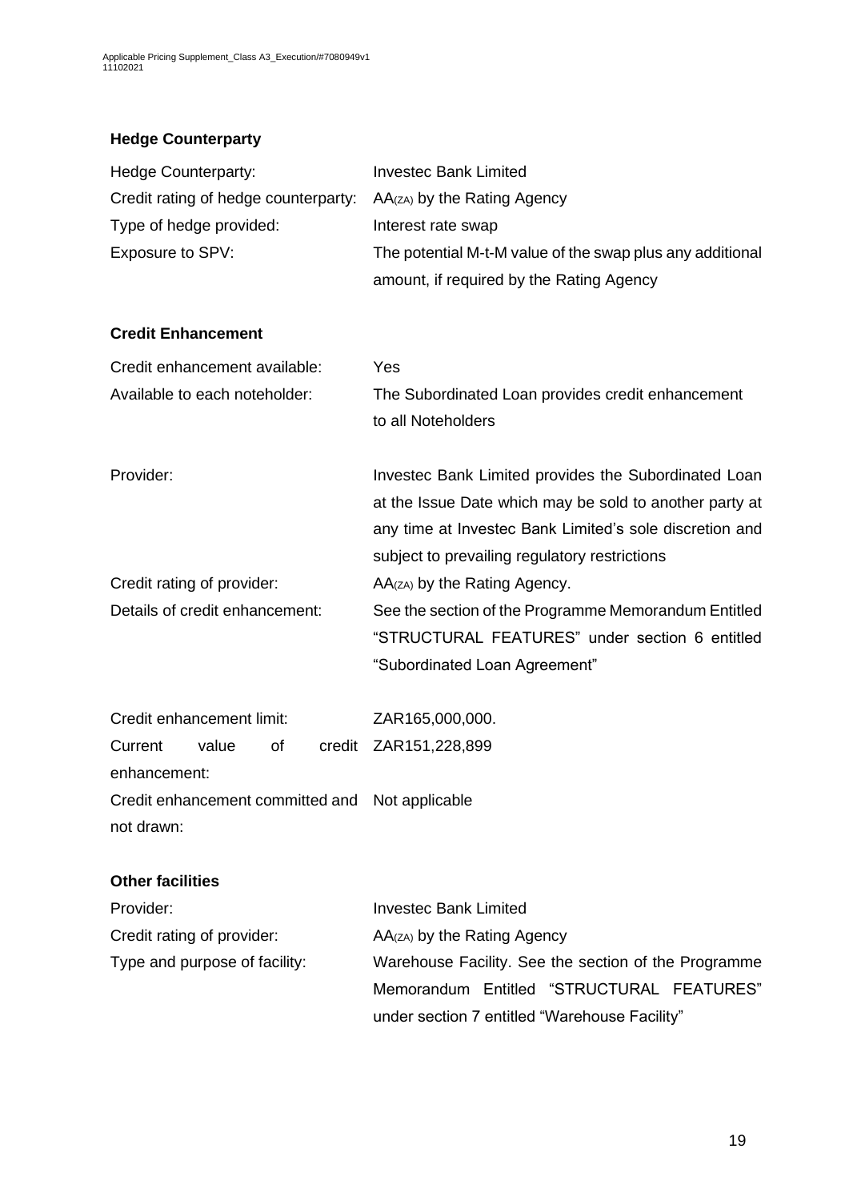**Hedge Counterparty**

| | |
|---|---|
| Hedge Counterparty: | Investec Bank Limited |
| Credit rating of hedge counterparty: | $AA_{(ZA)}$ by the Rating Agency |
| Type of hedge provided: | Interest rate swap |
| Exposure to SPV: | The potential M-t-M value of the swap plus any additional amount, if required by the Rating Agency |

**Credit Enhancement**

| | |
|---|---|
| Credit enhancement available: | Yes |
| Available to each noteholder: | The Subordinated Loan provides credit enhancement to all Noteholders |
| Provider: | Investec Bank Limited provides the Subordinated Loan at the Issue Date which may be sold to another party at any time at Investec Bank Limited's sole discretion and subject to prevailing regulatory restrictions |
| Credit rating of provider: | $AA_{(ZA)}$ by the Rating Agency. |
| Details of credit enhancement: | See the section of the Programme Memorandum Entitled "STRUCTURAL FEATURES" under section 6 entitled "Subordinated Loan Agreement" |
| Credit enhancement limit: | ZAR165,000,000. |
| Current value of credit enhancement: | ZAR151,228,899 |
| Credit enhancement committed and not drawn: | Not applicable |

**Other facilities**

| | |
|---|---|
| Provider: | Investec Bank Limited |
| Credit rating of provider: | $AA_{(ZA)}$ by the Rating Agency |
| Type and purpose of facility: | Warehouse Facility. See the section of the Programme Memorandum Entitled "STRUCTURAL FEATURES" under section 7 entitled "Warehouse Facility" |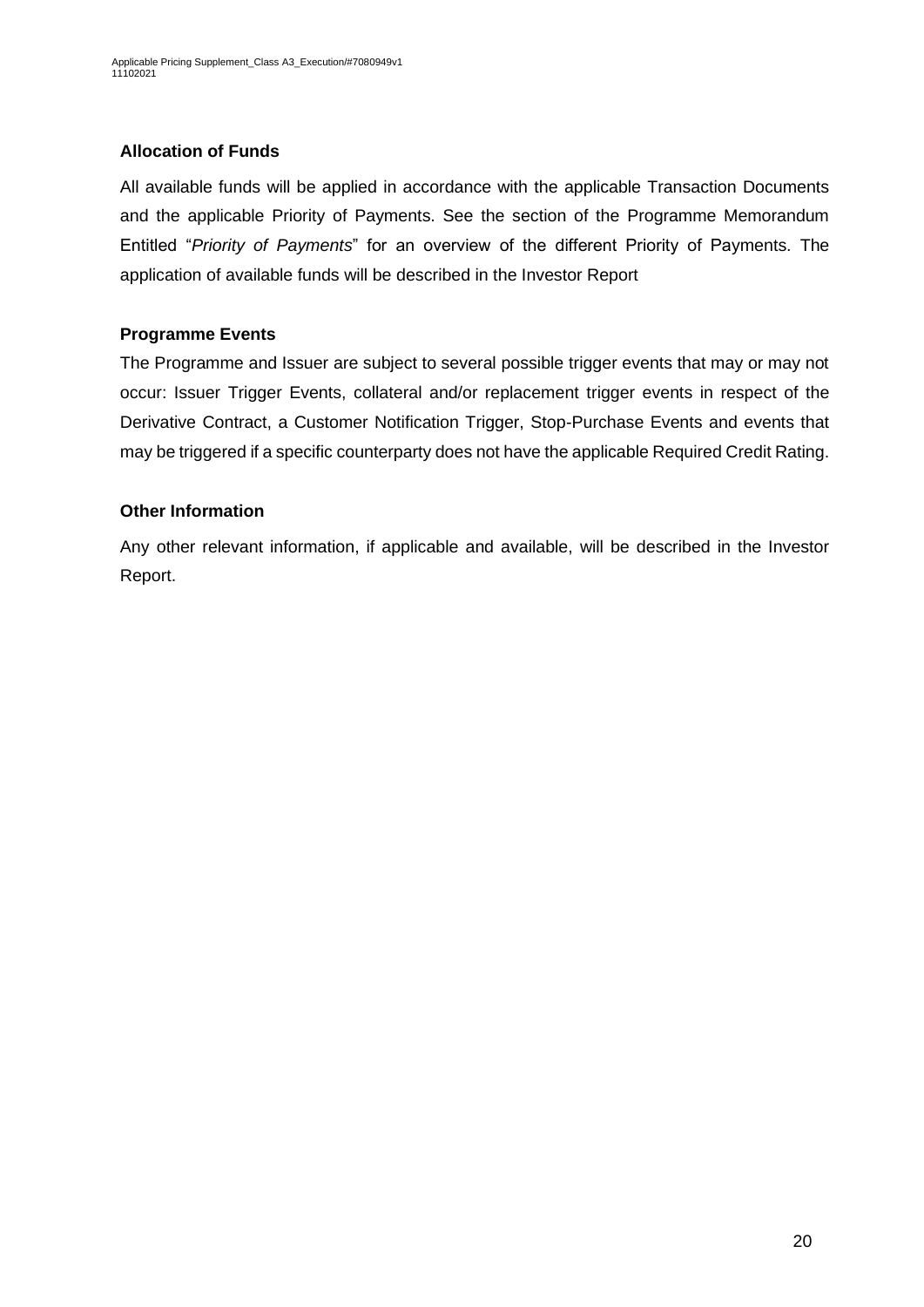### Allocation of Funds

All available funds will be applied in accordance with the applicable Transaction Documents and the applicable Priority of Payments. See the section of the Programme Memorandum Entitled "*Priority of Payments*" for an overview of the different Priority of Payments. The application of available funds will be described in the Investor Report

### Programme Events

The Programme and Issuer are subject to several possible trigger events that may or may not occur: Issuer Trigger Events, collateral and/or replacement trigger events in respect of the Derivative Contract, a Customer Notification Trigger, Stop-Purchase Events and events that may be triggered if a specific counterparty does not have the applicable Required Credit Rating.

### Other Information

Any other relevant information, if applicable and available, will be described in the Investor Report.